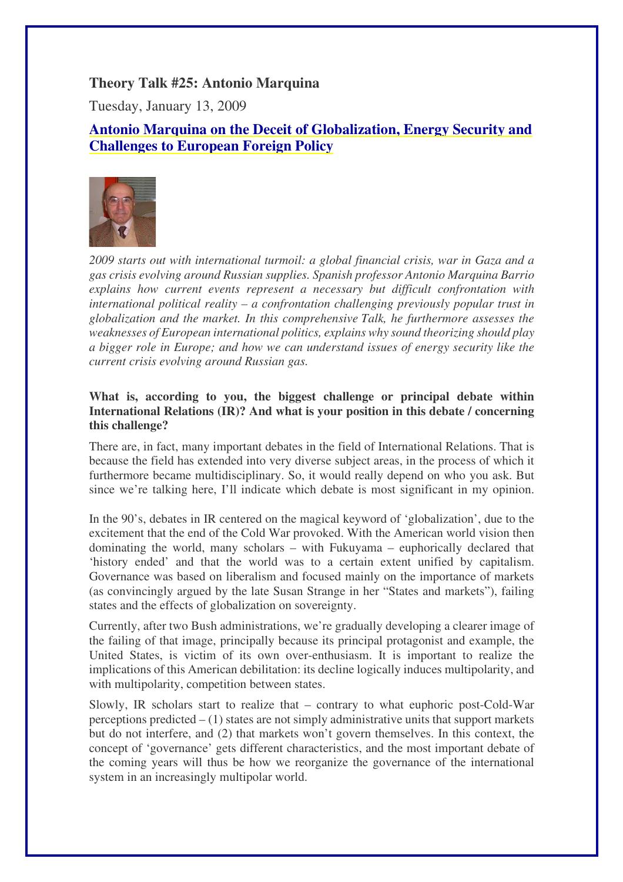# Theory Talk #25: Antonio Marquina

Tuesday, January 13, 2009

## Antonio Marquina on the Deceit of Globalization, Energy Security and Challenges to European Foreign Policy

*2009 starts out with international turmoil: a global financial crisis, war in Gaza and a gas crisis evolving around Russian supplies. Spanish professor Antonio Marquina Barrio explains how current events represent a necessary but difficult confrontation with international political reality – a confrontation challenging previously popular trust in globalization and the market. In this comprehensive Talk, he furthermore assesses the weaknesses of European international politics, explains why sound theorizing should play a bigger role in Europe; and how we can understand issues of energy security like the current crisis evolving around Russian gas.*

**What is, according to you, the biggest challenge or principal debate within International Relations (IR)? And what is your position in this debate / concerning this challenge?**

There are, in fact, many important debates in the field of International Relations. That is because the field has extended into very diverse subject areas, in the process of which it furthermore became multidisciplinary. So, it would really depend on who you ask. But since we're talking here, I'll indicate which debate is most significant in my opinion.

In the 90's, debates in IR centered on the magical keyword of 'globalization', due to the excitement that the end of the Cold War provoked. With the American world vision then dominating the world, many scholars – with Fukuyama – euphorically declared that 'history ended' and that the world was to a certain extent unified by capitalism. Governance was based on liberalism and focused mainly on the importance of markets (as convincingly argued by the late Susan Strange in her "States and markets"), failing states and the effects of globalization on sovereignty.

Currently, after two Bush administrations, we're gradually developing a clearer image of the failing of that image, principally because its principal protagonist and example, the United States, is victim of its own over-enthusiasm. It is important to realize the implications of this American debilitation: its decline logically induces multipolarity, and with multipolarity, competition between states.

Slowly, IR scholars start to realize that – contrary to what euphoric post-Cold-War perceptions predicted – (1) states are not simply administrative units that support markets but do not interfere, and (2) that markets won't govern themselves. In this context, the concept of 'governance' gets different characteristics, and the most important debate of the coming years will thus be how we reorganize the governance of the international system in an increasingly multipolar world.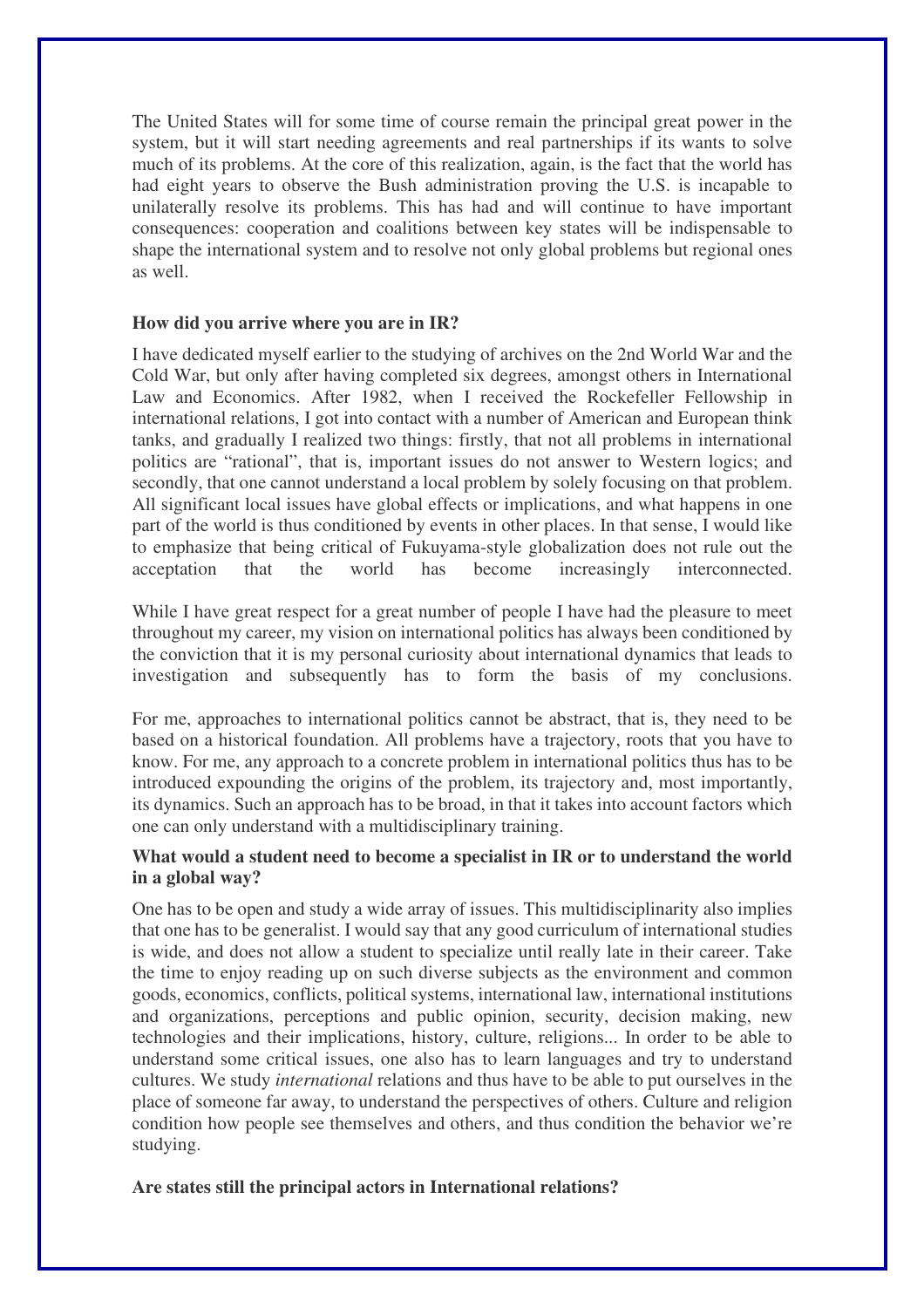The United States will for some time of course remain the principal great power in the system, but it will start needing agreements and real partnerships if its wants to solve much of its problems. At the core of this realization, again, is the fact that the world has had eight years to observe the Bush administration proving the U.S. is incapable to unilaterally resolve its problems. This has had and will continue to have important consequences: cooperation and coalitions between key states will be indispensable to shape the international system and to resolve not only global problems but regional ones as well.

**How did you arrive where you are in IR?**

I have dedicated myself earlier to the studying of archives on the 2nd World War and the Cold War, but only after having completed six degrees, amongst others in International Law and Economics. After 1982, when I received the Rockefeller Fellowship in international relations, I got into contact with a number of American and European think tanks, and gradually I realized two things: firstly, that not all problems in international politics are "rational", that is, important issues do not answer to Western logics; and secondly, that one cannot understand a local problem by solely focusing on that problem. All significant local issues have global effects or implications, and what happens in one part of the world is thus conditioned by events in other places. In that sense, I would like to emphasize that being critical of Fukuyama-style globalization does not rule out the acceptation that the world has become increasingly interconnected.

While I have great respect for a great number of people I have had the pleasure to meet throughout my career, my vision on international politics has always been conditioned by the conviction that it is my personal curiosity about international dynamics that leads to investigation and subsequently has to form the basis of my conclusions.

For me, approaches to international politics cannot be abstract, that is, they need to be based on a historical foundation. All problems have a trajectory, roots that you have to know. For me, any approach to a concrete problem in international politics thus has to be introduced expounding the origins of the problem, its trajectory and, most importantly, its dynamics. Such an approach has to be broad, in that it takes into account factors which one can only understand with a multidisciplinary training.

**What would a student need to become a specialist in IR or to understand the world in a global way?**

One has to be open and study a wide array of issues. This multidisciplinarity also implies that one has to be generalist. I would say that any good curriculum of international studies is wide, and does not allow a student to specialize until really late in their career. Take the time to enjoy reading up on such diverse subjects as the environment and common goods, economics, conflicts, political systems, international law, international institutions and organizations, perceptions and public opinion, security, decision making, new technologies and their implications, history, culture, religions... In order to be able to understand some critical issues, one also has to learn languages and try to understand cultures. We study *international* relations and thus have to be able to put ourselves in the place of someone far away, to understand the perspectives of others. Culture and religion condition how people see themselves and others, and thus condition the behavior we're studying.

**Are states still the principal actors in International relations?**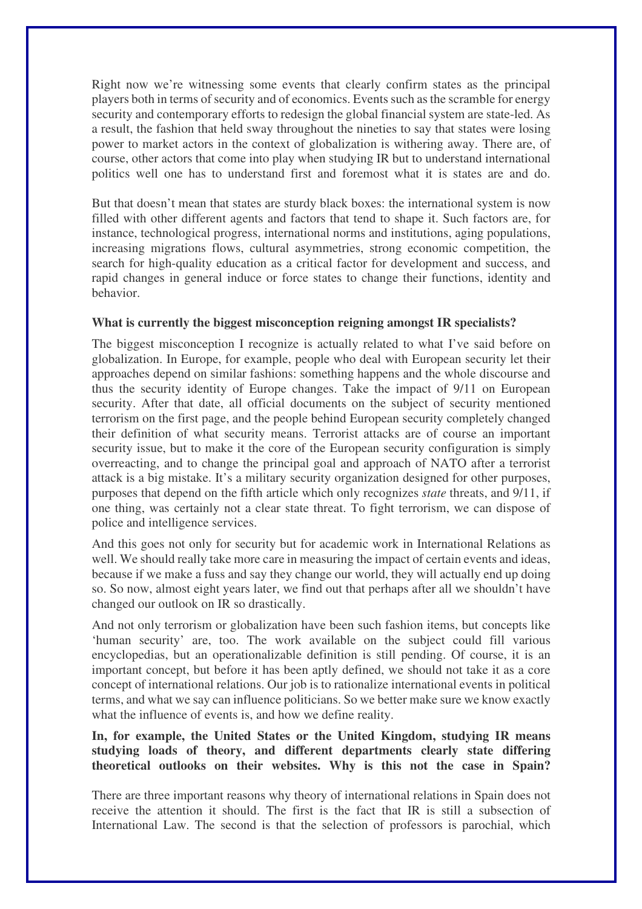Right now we're witnessing some events that clearly confirm states as the principal players both in terms of security and of economics. Events such as the scramble for energy security and contemporary efforts to redesign the global financial system are state-led. As a result, the fashion that held sway throughout the nineties to say that states were losing power to market actors in the context of globalization is withering away. There are, of course, other actors that come into play when studying IR but to understand international politics well one has to understand first and foremost what it is states are and do.

But that doesn't mean that states are sturdy black boxes: the international system is now filled with other different agents and factors that tend to shape it. Such factors are, for instance, technological progress, international norms and institutions, aging populations, increasing migrations flows, cultural asymmetries, strong economic competition, the search for high-quality education as a critical factor for development and success, and rapid changes in general induce or force states to change their functions, identity and behavior.

**What is currently the biggest misconception reigning amongst IR specialists?**

The biggest misconception I recognize is actually related to what I've said before on globalization. In Europe, for example, people who deal with European security let their approaches depend on similar fashions: something happens and the whole discourse and thus the security identity of Europe changes. Take the impact of 9/11 on European security. After that date, all official documents on the subject of security mentioned terrorism on the first page, and the people behind European security completely changed their definition of what security means. Terrorist attacks are of course an important security issue, but to make it the core of the European security configuration is simply overreacting, and to change the principal goal and approach of NATO after a terrorist attack is a big mistake. It's a military security organization designed for other purposes, purposes that depend on the fifth article which only recognizes *state* threats, and 9/11, if one thing, was certainly not a clear state threat. To fight terrorism, we can dispose of police and intelligence services.

And this goes not only for security but for academic work in International Relations as well. We should really take more care in measuring the impact of certain events and ideas, because if we make a fuss and say they change our world, they will actually end up doing so. So now, almost eight years later, we find out that perhaps after all we shouldn't have changed our outlook on IR so drastically.

And not only terrorism or globalization have been such fashion items, but concepts like 'human security' are, too. The work available on the subject could fill various encyclopedias, but an operationalizable definition is still pending. Of course, it is an important concept, but before it has been aptly defined, we should not take it as a core concept of international relations. Our job is to rationalize international events in political terms, and what we say can influence politicians. So we better make sure we know exactly what the influence of events is, and how we define reality.

**In, for example, the United States or the United Kingdom, studying IR means studying loads of theory, and different departments clearly state differing theoretical outlooks on their websites. Why is this not the case in Spain?**

There are three important reasons why theory of international relations in Spain does not receive the attention it should. The first is the fact that IR is still a subsection of International Law. The second is that the selection of professors is parochial, which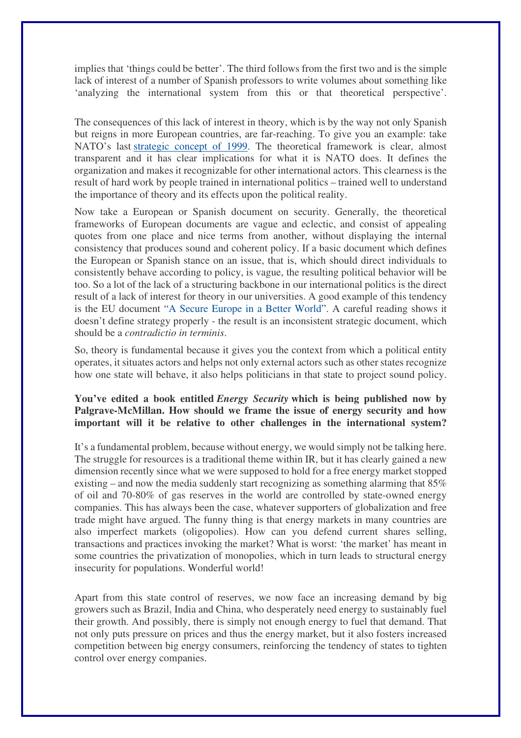implies that 'things could be better'. The third follows from the first two and is the simple lack of interest of a number of Spanish professors to write volumes about something like 'analyzing the international system from this or that theoretical perspective'.

The consequences of this lack of interest in theory, which is by the way not only Spanish but reigns in more European countries, are far-reaching. To give you an example: take NATO's last strategic concept of 1999. The theoretical framework is clear, almost transparent and it has clear implications for what it is NATO does. It defines the organization and makes it recognizable for other international actors. This clearness is the result of hard work by people trained in international politics – trained well to understand the importance of theory and its effects upon the political reality.

Now take a European or Spanish document on security. Generally, the theoretical frameworks of European documents are vague and eclectic, and consist of appealing quotes from one place and nice terms from another, without displaying the internal consistency that produces sound and coherent policy. If a basic document which defines the European or Spanish stance on an issue, that is, which should direct individuals to consistently behave according to policy, is vague, the resulting political behavior will be too. So a lot of the lack of a structuring backbone in our international politics is the direct result of a lack of interest for theory in our universities. A good example of this tendency is the EU document "A Secure Europe in a Better World". A careful reading shows it doesn't define strategy properly - the result is an inconsistent strategic document, which should be a *contradictio in terminis*.

So, theory is fundamental because it gives you the context from which a political entity operates, it situates actors and helps not only external actors such as other states recognize how one state will behave, it also helps politicians in that state to project sound policy.

**You've edited a book entitled *Energy Security* which is being published now by Palgrave-McMillan. How should we frame the issue of energy security and how important will it be relative to other challenges in the international system?**

It's a fundamental problem, because without energy, we would simply not be talking here. The struggle for resources is a traditional theme within IR, but it has clearly gained a new dimension recently since what we were supposed to hold for a free energy market stopped existing – and now the media suddenly start recognizing as something alarming that 85% of oil and 70-80% of gas reserves in the world are controlled by state-owned energy companies. This has always been the case, whatever supporters of globalization and free trade might have argued. The funny thing is that energy markets in many countries are also imperfect markets (oligopolies). How can you defend current shares selling, transactions and practices invoking the market? What is worst: 'the market' has meant in some countries the privatization of monopolies, which in turn leads to structural energy insecurity for populations. Wonderful world!

Apart from this state control of reserves, we now face an increasing demand by big growers such as Brazil, India and China, who desperately need energy to sustainably fuel their growth. And possibly, there is simply not enough energy to fuel that demand. That not only puts pressure on prices and thus the energy market, but it also fosters increased competition between big energy consumers, reinforcing the tendency of states to tighten control over energy companies.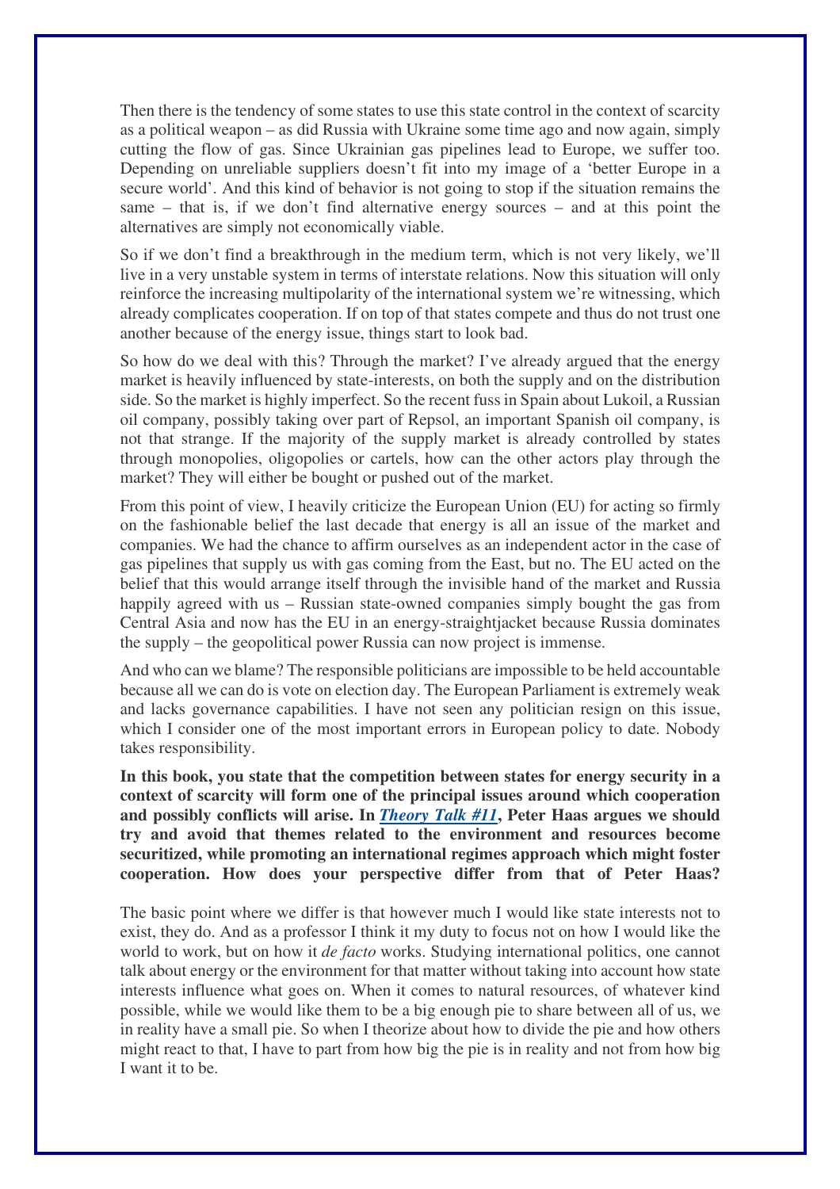Then there is the tendency of some states to use this state control in the context of scarcity as a political weapon – as did Russia with Ukraine some time ago and now again, simply cutting the flow of gas. Since Ukrainian gas pipelines lead to Europe, we suffer too. Depending on unreliable suppliers doesn't fit into my image of a 'better Europe in a secure world'. And this kind of behavior is not going to stop if the situation remains the same – that is, if we don't find alternative energy sources – and at this point the alternatives are simply not economically viable.

So if we don't find a breakthrough in the medium term, which is not very likely, we'll live in a very unstable system in terms of interstate relations. Now this situation will only reinforce the increasing multipolarity of the international system we're witnessing, which already complicates cooperation. If on top of that states compete and thus do not trust one another because of the energy issue, things start to look bad.

So how do we deal with this? Through the market? I've already argued that the energy market is heavily influenced by state-interests, on both the supply and on the distribution side. So the market is highly imperfect. So the recent fuss in Spain about Lukoil, a Russian oil company, possibly taking over part of Repsol, an important Spanish oil company, is not that strange. If the majority of the supply market is already controlled by states through monopolies, oligopolies or cartels, how can the other actors play through the market? They will either be bought or pushed out of the market.

From this point of view, I heavily criticize the European Union (EU) for acting so firmly on the fashionable belief the last decade that energy is all an issue of the market and companies. We had the chance to affirm ourselves as an independent actor in the case of gas pipelines that supply us with gas coming from the East, but no. The EU acted on the belief that this would arrange itself through the invisible hand of the market and Russia happily agreed with us – Russian state-owned companies simply bought the gas from Central Asia and now has the EU in an energy-straightjacket because Russia dominates the supply – the geopolitical power Russia can now project is immense.

And who can we blame? The responsible politicians are impossible to be held accountable because all we can do is vote on election day. The European Parliament is extremely weak and lacks governance capabilities. I have not seen any politician resign on this issue, which I consider one of the most important errors in European policy to date. Nobody takes responsibility.

**In this book, you state that the competition between states for energy security in a context of scarcity will form one of the principal issues around which cooperation and possibly conflicts will arise. In *Theory Talk #11*, Peter Haas argues we should try and avoid that themes related to the environment and resources become securitized, while promoting an international regimes approach which might foster cooperation. How does your perspective differ from that of Peter Haas?**

The basic point where we differ is that however much I would like state interests not to exist, they do. And as a professor I think it my duty to focus not on how I would like the world to work, but on how it *de facto* works. Studying international politics, one cannot talk about energy or the environment for that matter without taking into account how state interests influence what goes on. When it comes to natural resources, of whatever kind possible, while we would like them to be a big enough pie to share between all of us, we in reality have a small pie. So when I theorize about how to divide the pie and how others might react to that, I have to part from how big the pie is in reality and not from how big I want it to be.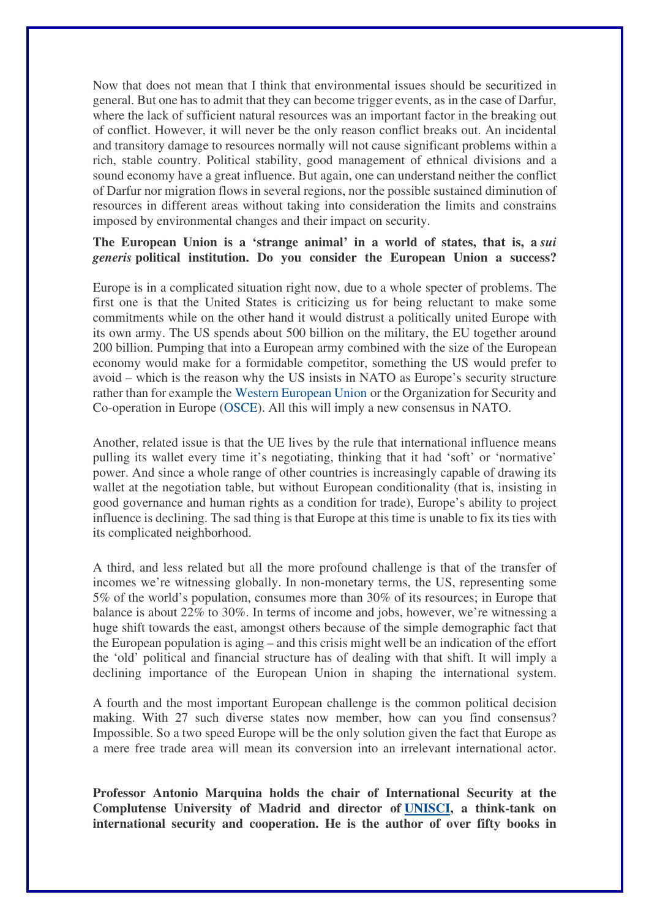Now that does not mean that I think that environmental issues should be securitized in general. But one has to admit that they can become trigger events, as in the case of Darfur, where the lack of sufficient natural resources was an important factor in the breaking out of conflict. However, it will never be the only reason conflict breaks out. An incidental and transitory damage to resources normally will not cause significant problems within a rich, stable country. Political stability, good management of ethnical divisions and a sound economy have a great influence. But again, one can understand neither the conflict of Darfur nor migration flows in several regions, nor the possible sustained diminution of resources in different areas without taking into consideration the limits and constrains imposed by environmental changes and their impact on security.

**The European Union is a 'strange animal' in a world of states, that is, a *sui generis* political institution. Do you consider the European Union a success?**

Europe is in a complicated situation right now, due to a whole specter of problems. The first one is that the United States is criticizing us for being reluctant to make some commitments while on the other hand it would distrust a politically united Europe with its own army. The US spends about 500 billion on the military, the EU together around 200 billion. Pumping that into a European army combined with the size of the European economy would make for a formidable competitor, something the US would prefer to avoid – which is the reason why the US insists in NATO as Europe's security structure rather than for example the Western European Union or the Organization for Security and Co-operation in Europe (OSCE). All this will imply a new consensus in NATO.

Another, related issue is that the UE lives by the rule that international influence means pulling its wallet every time it's negotiating, thinking that it had 'soft' or 'normative' power. And since a whole range of other countries is increasingly capable of drawing its wallet at the negotiation table, but without European conditionality (that is, insisting in good governance and human rights as a condition for trade), Europe's ability to project influence is declining. The sad thing is that Europe at this time is unable to fix its ties with its complicated neighborhood.

A third, and less related but all the more profound challenge is that of the transfer of incomes we're witnessing globally. In non-monetary terms, the US, representing some 5% of the world's population, consumes more than 30% of its resources; in Europe that balance is about 22% to 30%. In terms of income and jobs, however, we're witnessing a huge shift towards the east, amongst others because of the simple demographic fact that the European population is aging – and this crisis might well be an indication of the effort the 'old' political and financial structure has of dealing with that shift. It will imply a declining importance of the European Union in shaping the international system.

A fourth and the most important European challenge is the common political decision making. With 27 such diverse states now member, how can you find consensus? Impossible. So a two speed Europe will be the only solution given the fact that Europe as a mere free trade area will mean its conversion into an irrelevant international actor.

**Professor Antonio Marquina holds the chair of International Security at the Complutense University of Madrid and director of UNISCI, a think-tank on international security and cooperation. He is the author of over fifty books in**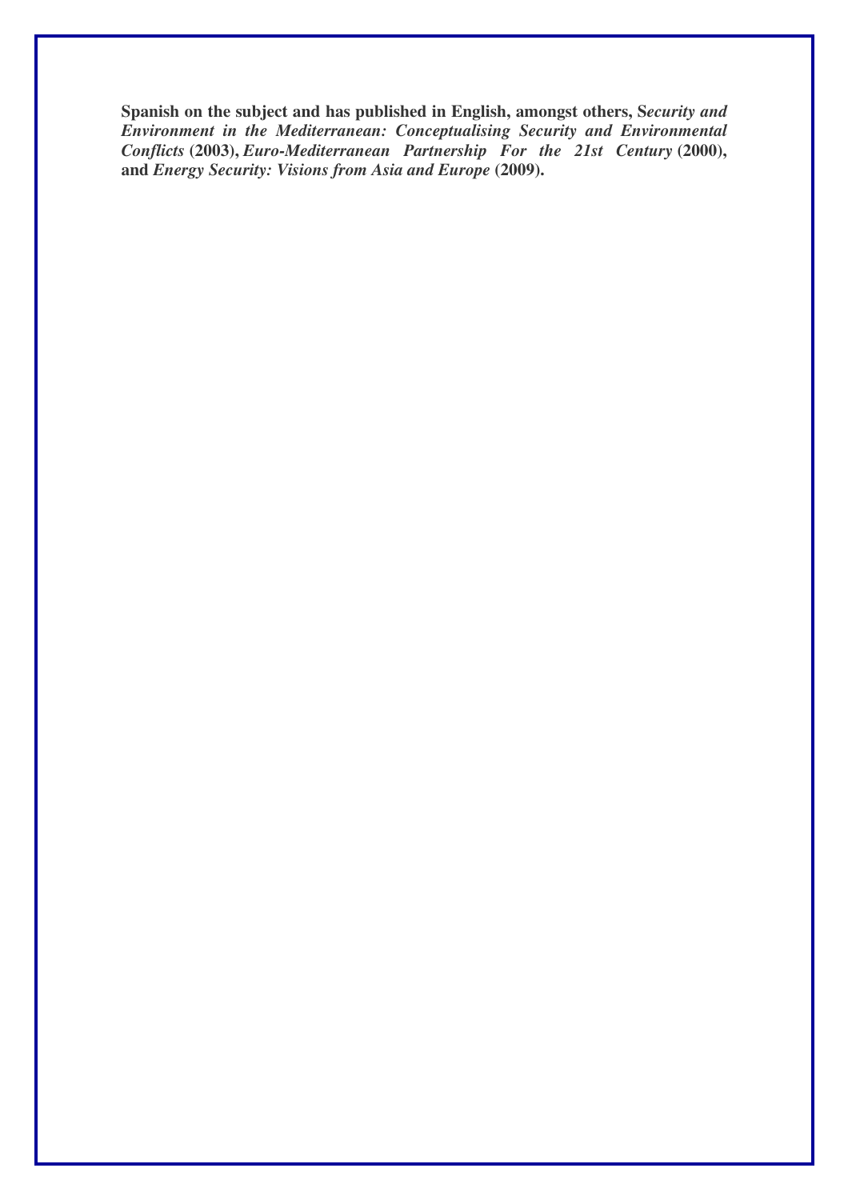**Spanish on the subject and has published in English, amongst others, S*ecurity and Environment in the Mediterranean: Conceptualising Security and Environmental Conflicts* (2003), *Euro-Mediterranean Partnership For the 21st Century* (2000), and *Energy Security: Visions from Asia and Europe* (2009).**